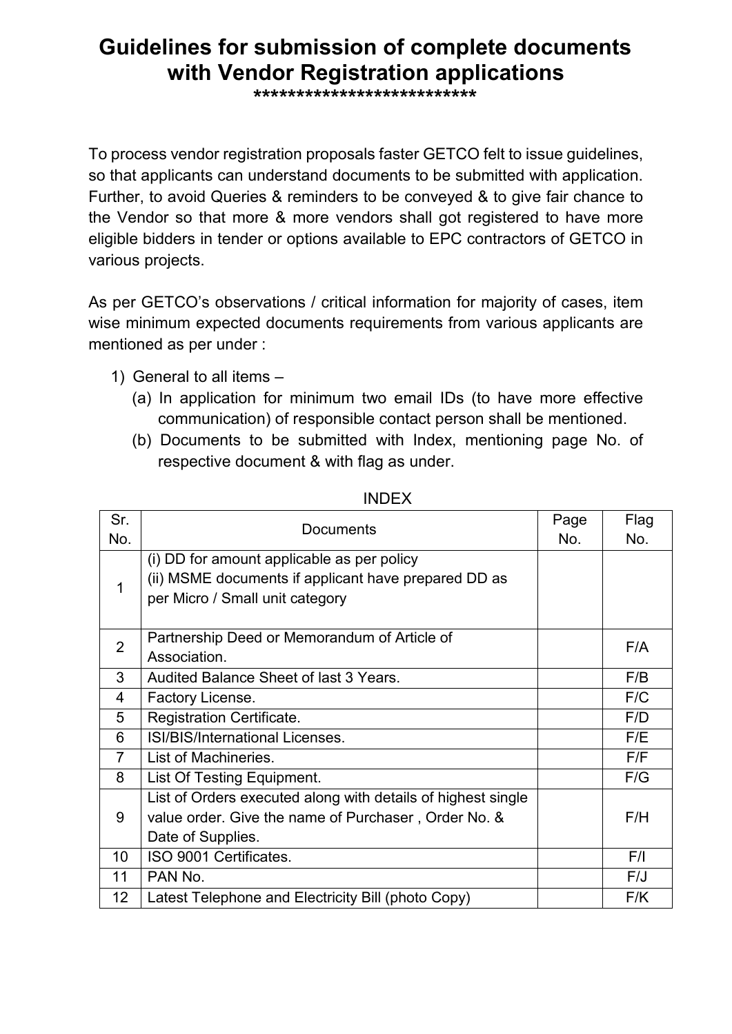# Guidelines for submission of complete documents with Vendor Registration applications

**************************

To process vendor registration proposals faster GETCO felt to issue guidelines, so that applicants can understand documents to be submitted with application. Further, to avoid Queries & reminders to be conveyed & to give fair chance to the Vendor so that more & more vendors shall got registered to have more eligible bidders in tender or options available to EPC contractors of GETCO in various projects.

As per GETCO's observations / critical information for majority of cases, item wise minimum expected documents requirements from various applicants are mentioned as per under :

1) General to all items –
   (a) In application for minimum two email IDs (to have more effective communication) of responsible contact person shall be mentioned.
   (b) Documents to be submitted with Index, mentioning page No. of respective document & with flag as under.

INDEX

| Sr. No. | Documents | Page No. | Flag No. |
|---|---|---|---|
| 1 | (i) DD for amount applicable as per policy<br>(ii) MSME documents if applicant have prepared DD as per Micro / Small unit category | | |
| 2 | Partnership Deed or Memorandum of Article of Association. | | F/A |
| 3 | Audited Balance Sheet of last 3 Years. | | F/B |
| 4 | Factory License. | | F/C |
| 5 | Registration Certificate. | | F/D |
| 6 | ISI/BIS/International Licenses. | | F/E |
| 7 | List of Machineries. | | F/F |
| 8 | List Of Testing Equipment. | | F/G |
| 9 | List of Orders executed along with details of highest single value order. Give the name of Purchaser , Order No. & Date of Supplies. | | F/H |
| 10 | ISO 9001 Certificates. | | F/I |
| 11 | PAN No. | | F/J |
| 12 | Latest Telephone and Electricity Bill (photo Copy) | | F/K |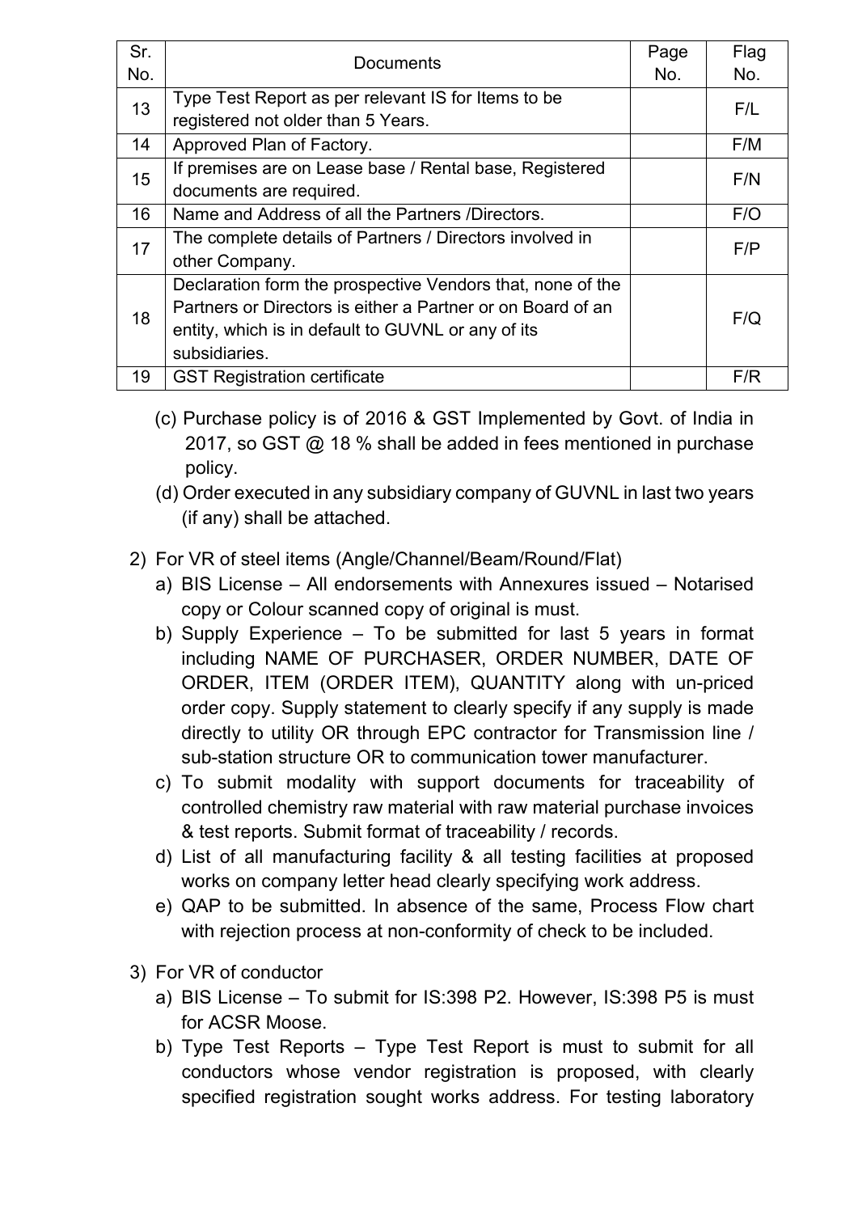| Sr. No. | Documents | Page No. | Flag No. |
|---|---|---|---|
| 13 | Type Test Report as per relevant IS for Items to be registered not older than 5 Years. | | F/L |
| 14 | Approved Plan of Factory. | | F/M |
| 15 | If premises are on Lease base / Rental base, Registered documents are required. | | F/N |
| 16 | Name and Address of all the Partners /Directors. | | F/O |
| 17 | The complete details of Partners / Directors involved in other Company. | | F/P |
| 18 | Declaration form the prospective Vendors that, none of the Partners or Directors is either a Partner or on Board of an entity, which is in default to GUVNL or any of its subsidiaries. | | F/Q |
| 19 | GST Registration certificate | | F/R |

(c) Purchase policy is of 2016 & GST Implemented by Govt. of India in 2017, so GST @ 18 % shall be added in fees mentioned in purchase policy.

(d) Order executed in any subsidiary company of GUVNL in last two years (if any) shall be attached.

2) For VR of steel items (Angle/Channel/Beam/Round/Flat)

a) BIS License – All endorsements with Annexures issued – Notarised copy or Colour scanned copy of original is must.

b) Supply Experience – To be submitted for last 5 years in format including NAME OF PURCHASER, ORDER NUMBER, DATE OF ORDER, ITEM (ORDER ITEM), QUANTITY along with un-priced order copy. Supply statement to clearly specify if any supply is made directly to utility OR through EPC contractor for Transmission line / sub-station structure OR to communication tower manufacturer.

c) To submit modality with support documents for traceability of controlled chemistry raw material with raw material purchase invoices & test reports. Submit format of traceability / records.

d) List of all manufacturing facility & all testing facilities at proposed works on company letter head clearly specifying work address.

e) QAP to be submitted. In absence of the same, Process Flow chart with rejection process at non-conformity of check to be included.

3) For VR of conductor

a) BIS License – To submit for IS:398 P2. However, IS:398 P5 is must for ACSR Moose.

b) Type Test Reports – Type Test Report is must to submit for all conductors whose vendor registration is proposed, with clearly specified registration sought works address. For testing laboratory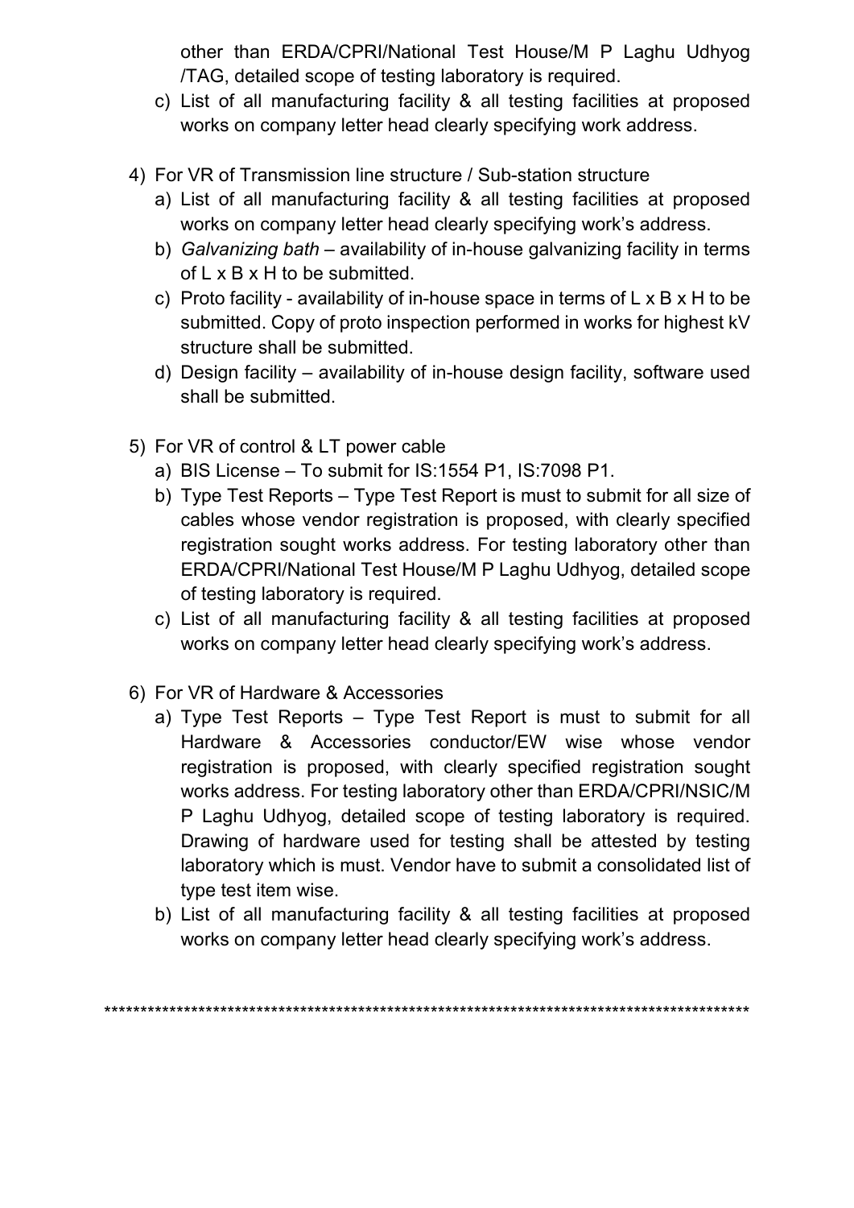other than ERDA/CPRI/National Test House/M P Laghu Udhyog /TAG, detailed scope of testing laboratory is required.

c) List of all manufacturing facility & all testing facilities at proposed works on company letter head clearly specifying work address.

4) For VR of Transmission line structure / Sub-station structure
   a) List of all manufacturing facility & all testing facilities at proposed works on company letter head clearly specifying work's address.
   b) *Galvanizing bath* – availability of in-house galvanizing facility in terms of L x B x H to be submitted.
   c) Proto facility - availability of in-house space in terms of L x B x H to be submitted. Copy of proto inspection performed in works for highest kV structure shall be submitted.
   d) Design facility – availability of in-house design facility, software used shall be submitted.

5) For VR of control & LT power cable
   a) BIS License – To submit for IS:1554 P1, IS:7098 P1.
   b) Type Test Reports – Type Test Report is must to submit for all size of cables whose vendor registration is proposed, with clearly specified registration sought works address. For testing laboratory other than ERDA/CPRI/National Test House/M P Laghu Udhyog, detailed scope of testing laboratory is required.
   c) List of all manufacturing facility & all testing facilities at proposed works on company letter head clearly specifying work's address.

6) For VR of Hardware & Accessories
   a) Type Test Reports – Type Test Report is must to submit for all Hardware & Accessories conductor/EW wise whose vendor registration is proposed, with clearly specified registration sought works address. For testing laboratory other than ERDA/CPRI/NSIC/M P Laghu Udhyog, detailed scope of testing laboratory is required. Drawing of hardware used for testing shall be attested by testing laboratory which is must. Vendor have to submit a consolidated list of type test item wise.
   b) List of all manufacturing facility & all testing facilities at proposed works on company letter head clearly specifying work's address.

*******************************************************************************************